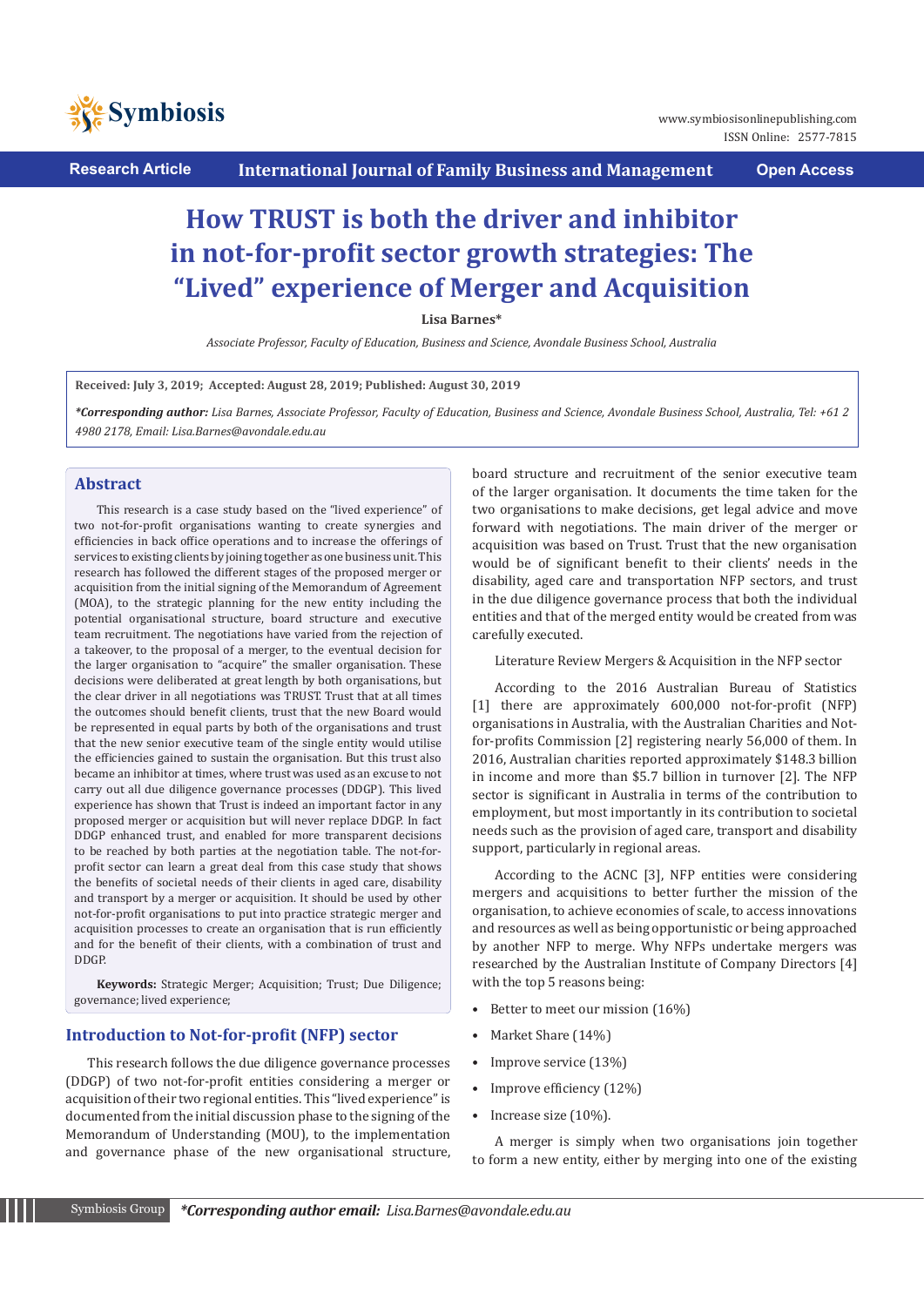Research Article | International Journal of Family Business and Management | Open Access

# How TRUST is both the driver and inhibitor in not-for-profit sector growth strategies: The "Lived" experience of Merger and Acquisition

**Lisa Barnes***

*Associate Professor, Faculty of Education, Business and Science, Avondale Business School, Australia*

**Received: July 3, 2019; Accepted: August 28, 2019; Published: August 30, 2019**

***Corresponding author:** *Lisa Barnes, Associate Professor, Faculty of Education, Business and Science, Avondale Business School, Australia, Tel: +61 2 4980 2178, Email: Lisa.Barnes@avondale.edu.au*

## Abstract

This research is a case study based on the "lived experience" of two not-for-profit organisations wanting to create synergies and efficiencies in back office operations and to increase the offerings of services to existing clients by joining together as one business unit. This research has followed the different stages of the proposed merger or acquisition from the initial signing of the Memorandum of Agreement (MOA), to the strategic planning for the new entity including the potential organisational structure, board structure and executive team recruitment. The negotiations have varied from the rejection of a takeover, to the proposal of a merger, to the eventual decision for the larger organisation to "acquire" the smaller organisation. These decisions were deliberated at great length by both organisations, but the clear driver in all negotiations was TRUST. Trust that at all times the outcomes should benefit clients, trust that the new Board would be represented in equal parts by both of the organisations and trust that the new senior executive team of the single entity would utilise the efficiencies gained to sustain the organisation. But this trust also became an inhibitor at times, where trust was used as an excuse to not carry out all due diligence governance processes (DDGP). This lived experience has shown that Trust is indeed an important factor in any proposed merger or acquisition but will never replace DDGP. In fact DDGP enhanced trust, and enabled for more transparent decisions to be reached by both parties at the negotiation table. The not-for-profit sector can learn a great deal from this case study that shows the benefits of societal needs of their clients in aged care, disability and transport by a merger or acquisition. It should be used by other not-for-profit organisations to put into practice strategic merger and acquisition processes to create an organisation that is run efficiently and for the benefit of their clients, with a combination of trust and DDGP.

**Keywords:** Strategic Merger; Acquisition; Trust; Due Diligence; governance; lived experience;

## Introduction to Not-for-profit (NFP) sector

This research follows the due diligence governance processes (DDGP) of two not-for-profit entities considering a merger or acquisition of their two regional entities. This "lived experience" is documented from the initial discussion phase to the signing of the Memorandum of Understanding (MOU), to the implementation and governance phase of the new organisational structure, board structure and recruitment of the senior executive team of the larger organisation. It documents the time taken for the two organisations to make decisions, get legal advice and move forward with negotiations. The main driver of the merger or acquisition was based on Trust. Trust that the new organisation would be of significant benefit to their clients' needs in the disability, aged care and transportation NFP sectors, and trust in the due diligence governance process that both the individual entities and that of the merged entity would be created from was carefully executed.

Literature Review Mergers & Acquisition in the NFP sector

According to the 2016 Australian Bureau of Statistics [1] there are approximately 600,000 not-for-profit (NFP) organisations in Australia, with the Australian Charities and Not-for-profits Commission [2] registering nearly 56,000 of them. In 2016, Australian charities reported approximately $148.3 billion in income and more than $5.7 billion in turnover [2]. The NFP sector is significant in Australia in terms of the contribution to employment, but most importantly in its contribution to societal needs such as the provision of aged care, transport and disability support, particularly in regional areas.

According to the ACNC [3], NFP entities were considering mergers and acquisitions to better further the mission of the organisation, to achieve economies of scale, to access innovations and resources as well as being opportunistic or being approached by another NFP to merge. Why NFPs undertake mergers was researched by the Australian Institute of Company Directors [4] with the top 5 reasons being:

- Better to meet our mission (16%)
- Market Share (14%)
- Improve service (13%)
- Improve efficiency (12%)
- Increase size (10%).

A merger is simply when two organisations join together to form a new entity, either by merging into one of the existing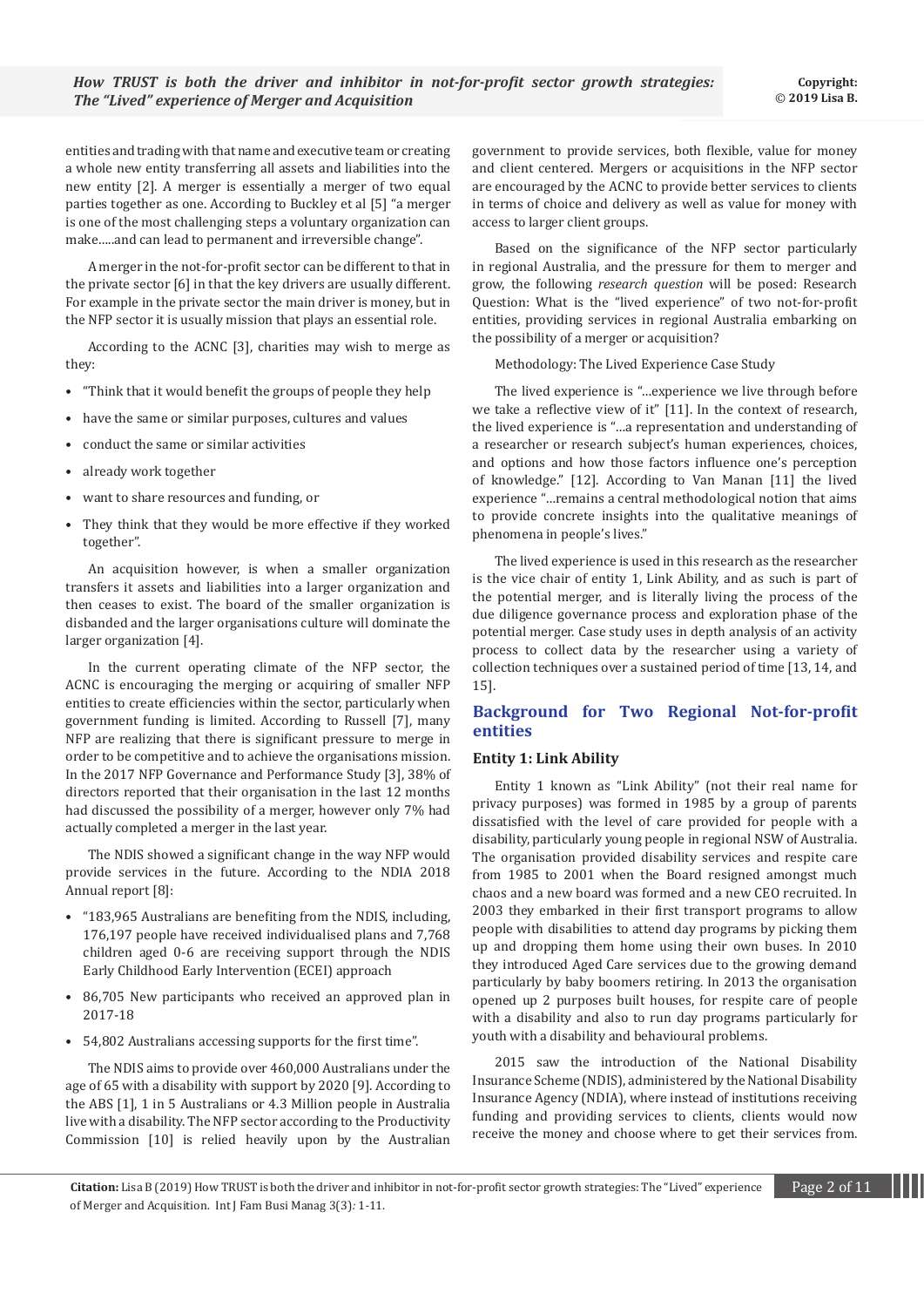entities and trading with that name and executive team or creating a whole new entity transferring all assets and liabilities into the new entity [2]. A merger is essentially a merger of two equal parties together as one. According to Buckley et al [5] "a merger is one of the most challenging steps a voluntary organization can make.....and can lead to permanent and irreversible change".

A merger in the not-for-profit sector can be different to that in the private sector [6] in that the key drivers are usually different. For example in the private sector the main driver is money, but in the NFP sector it is usually mission that plays an essential role.

According to the ACNC [3], charities may wish to merge as they:

- "Think that it would benefit the groups of people they help
- have the same or similar purposes, cultures and values
- conduct the same or similar activities
- already work together
- want to share resources and funding, or
- They think that they would be more effective if they worked together".

An acquisition however, is when a smaller organization transfers it assets and liabilities into a larger organization and then ceases to exist. The board of the smaller organization is disbanded and the larger organisations culture will dominate the larger organization [4].

In the current operating climate of the NFP sector, the ACNC is encouraging the merging or acquiring of smaller NFP entities to create efficiencies within the sector, particularly when government funding is limited. According to Russell [7], many NFP are realizing that there is significant pressure to merge in order to be competitive and to achieve the organisations mission. In the 2017 NFP Governance and Performance Study [3], 38% of directors reported that their organisation in the last 12 months had discussed the possibility of a merger, however only 7% had actually completed a merger in the last year.

The NDIS showed a significant change in the way NFP would provide services in the future. According to the NDIA 2018 Annual report [8]:

- "183,965 Australians are benefiting from the NDIS, including, 176,197 people have received individualised plans and 7,768 children aged 0-6 are receiving support through the NDIS Early Childhood Early Intervention (ECEI) approach
- 86,705 New participants who received an approved plan in 2017-18
- 54,802 Australians accessing supports for the first time".

The NDIS aims to provide over 460,000 Australians under the age of 65 with a disability with support by 2020 [9]. According to the ABS [1], 1 in 5 Australians or 4.3 Million people in Australia live with a disability. The NFP sector according to the Productivity Commission [10] is relied heavily upon by the Australian government to provide services, both flexible, value for money and client centered. Mergers or acquisitions in the NFP sector are encouraged by the ACNC to provide better services to clients in terms of choice and delivery as well as value for money with access to larger client groups.

Based on the significance of the NFP sector particularly in regional Australia, and the pressure for them to merger and grow, the following *research question* will be posed: Research Question: What is the "lived experience" of two not-for-profit entities, providing services in regional Australia embarking on the possibility of a merger or acquisition?

Methodology: The Lived Experience Case Study

The lived experience is "...experience we live through before we take a reflective view of it" [11]. In the context of research, the lived experience is "...a representation and understanding of a researcher or research subject's human experiences, choices, and options and how those factors influence one's perception of knowledge." [12]. According to Van Manan [11] the lived experience "...remains a central methodological notion that aims to provide concrete insights into the qualitative meanings of phenomena in people's lives."

The lived experience is used in this research as the researcher is the vice chair of entity 1, Link Ability, and as such is part of the potential merger, and is literally living the process of the due diligence governance process and exploration phase of the potential merger. Case study uses in depth analysis of an activity process to collect data by the researcher using a variety of collection techniques over a sustained period of time [13, 14, and 15].

## Background for Two Regional Not-for-profit entities

### Entity 1: Link Ability

Entity 1 known as "Link Ability" (not their real name for privacy purposes) was formed in 1985 by a group of parents dissatisfied with the level of care provided for people with a disability, particularly young people in regional NSW of Australia. The organisation provided disability services and respite care from 1985 to 2001 when the Board resigned amongst much chaos and a new board was formed and a new CEO recruited. In 2003 they embarked in their first transport programs to allow people with disabilities to attend day programs by picking them up and dropping them home using their own buses. In 2010 they introduced Aged Care services due to the growing demand particularly by baby boomers retiring. In 2013 the organisation opened up 2 purposes built houses, for respite care of people with a disability and also to run day programs particularly for youth with a disability and behavioural problems.

2015 saw the introduction of the National Disability Insurance Scheme (NDIS), administered by the National Disability Insurance Agency (NDIA), where instead of institutions receiving funding and providing services to clients, clients would now receive the money and choose where to get their services from.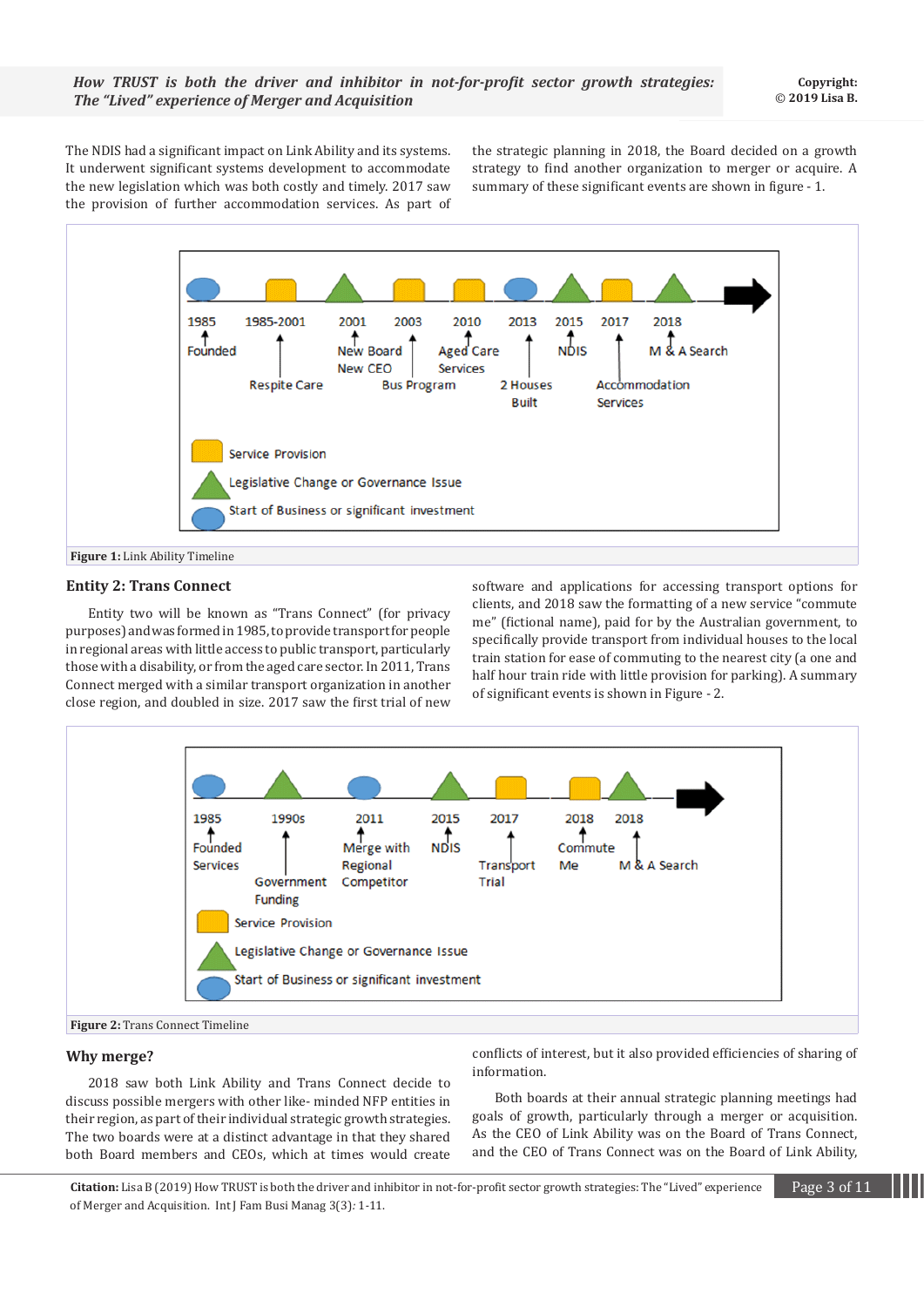The NDIS had a significant impact on Link Ability and its systems. It underwent significant systems development to accommodate the new legislation which was both costly and timely. 2017 saw the provision of further accommodation services. As part of the strategic planning in 2018, the Board decided on a growth strategy to find another organization to merger or acquire. A summary of these significant events are shown in figure - 1.

**Figure 1:** Link Ability Timeline

## Entity 2: Trans Connect

Entity two will be known as "Trans Connect" (for privacy purposes) and was formed in 1985, to provide transport for people in regional areas with little access to public transport, particularly those with a disability, or from the aged care sector. In 2011, Trans Connect merged with a similar transport organization in another close region, and doubled in size. 2017 saw the first trial of new software and applications for accessing transport options for clients, and 2018 saw the formatting of a new service "commute me" (fictional name), paid for by the Australian government, to specifically provide transport from individual houses to the local train station for ease of commuting to the nearest city (a one and half hour train ride with little provision for parking). A summary of significant events is shown in Figure - 2.

**Figure 2:** Trans Connect Timeline

## Why merge?

2018 saw both Link Ability and Trans Connect decide to discuss possible mergers with other like- minded NFP entities in their region, as part of their individual strategic growth strategies. The two boards were at a distinct advantage in that they shared both Board members and CEOs, which at times would create conflicts of interest, but it also provided efficiencies of sharing of information.

Both boards at their annual strategic planning meetings had goals of growth, particularly through a merger or acquisition. As the CEO of Link Ability was on the Board of Trans Connect, and the CEO of Trans Connect was on the Board of Link Ability,

**Citation:** Lisa B (2019) How TRUST is both the driver and inhibitor in not-for-profit sector growth strategies: The "Lived" experience of Merger and Acquisition. Int J Fam Busi Manag 3(3): 1-11.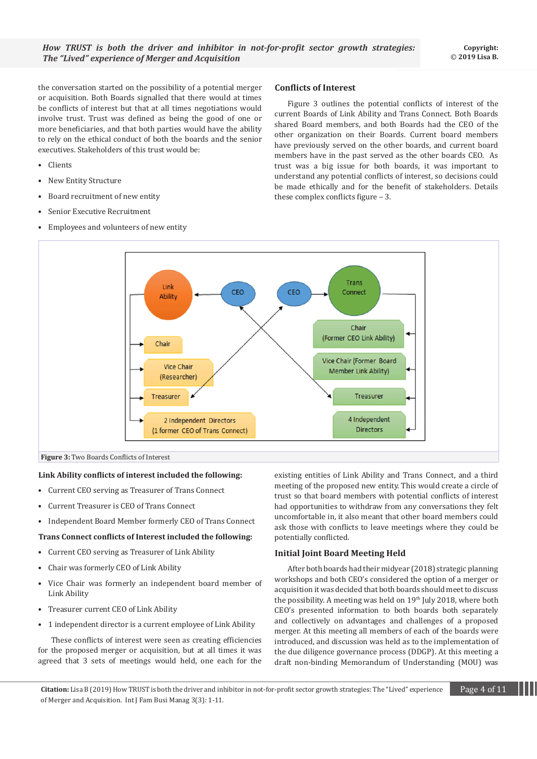the conversation started on the possibility of a potential merger or acquisition. Both Boards signalled that there would at times be conflicts of interest but that at all times negotiations would involve trust. Trust was defined as being the good of one or more beneficiaries, and that both parties would have the ability to rely on the ethical conduct of both the boards and the senior executives. Stakeholders of this trust would be:

- Clients
- New Entity Structure
- Board recruitment of new entity
- Senior Executive Recruitment
- Employees and volunteers of new entity

## Conflicts of Interest

Figure 3 outlines the potential conflicts of interest of the current Boards of Link Ability and Trans Connect. Both Boards shared Board members, and both Boards had the CEO of the other organization on their Boards. Current board members have previously served on the other boards, and current board members have in the past served as the other boards CEO. As trust was a big issue for both boards, it was important to understand any potential conflicts of interest, so decisions could be made ethically and for the benefit of stakeholders. Details these complex conflicts figure – 3.

**Figure 3:** Two Boards Conflicts of Interest

**Link Ability conflicts of interest included the following:**

- Current CEO serving as Treasurer of Trans Connect
- Current Treasurer is CEO of Trans Connect
- Independent Board Member formerly CEO of Trans Connect

**Trans Connect conflicts of Interest included the following:**

- Current CEO serving as Treasurer of Link Ability
- Chair was formerly CEO of Link Ability
- Vice Chair was formerly an independent board member of Link Ability
- Treasurer current CEO of Link Ability
- 1 independent director is a current employee of Link Ability

These conflicts of interest were seen as creating efficiencies for the proposed merger or acquisition, but at all times it was agreed that 3 sets of meetings would held, one each for the existing entities of Link Ability and Trans Connect, and a third meeting of the proposed new entity. This would create a circle of trust so that board members with potential conflicts of interest had opportunities to withdraw from any conversations they felt uncomfortable in, it also meant that other board members could ask those with conflicts to leave meetings where they could be potentially conflicted.

## Initial Joint Board Meeting Held

After both boards had their midyear (2018) strategic planning workshops and both CEO's considered the option of a merger or acquisition it was decided that both boards should meet to discuss the possibility. A meeting was held on 19th July 2018, where both CEO's presented information to both boards both separately and collectively on advantages and challenges of a proposed merger. At this meeting all members of each of the boards were introduced, and discussion was held as to the implementation of the due diligence governance process (DDGP). At this meeting a draft non-binding Memorandum of Understanding (MOU) was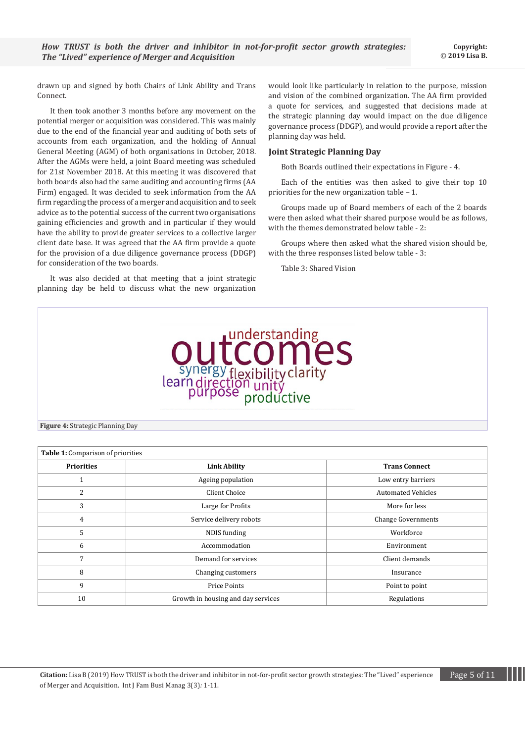drawn up and signed by both Chairs of Link Ability and Trans Connect.

It then took another 3 months before any movement on the potential merger or acquisition was considered. This was mainly due to the end of the financial year and auditing of both sets of accounts from each organization, and the holding of Annual General Meeting (AGM) of both organisations in October, 2018. After the AGMs were held, a joint Board meeting was scheduled for 21st November 2018. At this meeting it was discovered that both boards also had the same auditing and accounting firms (AA Firm) engaged. It was decided to seek information from the AA firm regarding the process of a merger and acquisition and to seek advice as to the potential success of the current two organisations gaining efficiencies and growth and in particular if they would have the ability to provide greater services to a collective larger client date base. It was agreed that the AA firm provide a quote for the provision of a due diligence governance process (DDGP) for consideration of the two boards.

It was also decided at that meeting that a joint strategic planning day be held to discuss what the new organization would look like particularly in relation to the purpose, mission and vision of the combined organization. The AA firm provided a quote for services, and suggested that decisions made at the strategic planning day would impact on the due diligence governance process (DDGP), and would provide a report after the planning day was held.

### Joint Strategic Planning Day

Both Boards outlined their expectations in Figure - 4.

Each of the entities was then asked to give their top 10 priorities for the new organization table – 1.

Groups made up of Board members of each of the 2 boards were then asked what their shared purpose would be as follows, with the themes demonstrated below table - 2:

Groups where then asked what the shared vision should be, with the three responses listed below table - 3:

Table 3: Shared Vision

understanding outcomes synergy flexibility clarity learn direction unity purpose productive

**Figure 4:** Strategic Planning Day

**Table 1:** Comparison of priorities

| Priorities | Link Ability | Trans Connect |
|---|---|---|
| 1 | Ageing population | Low entry barriers |
| 2 | Client Choice | Automated Vehicles |
| 3 | Large for Profits | More for less |
| 4 | Service delivery robots | Change Governments |
| 5 | NDIS funding | Workforce |
| 6 | Accommodation | Environment |
| 7 | Demand for services | Client demands |
| 8 | Changing customers | Insurance |
| 9 | Price Points | Point to point |
| 10 | Growth in housing and day services | Regulations |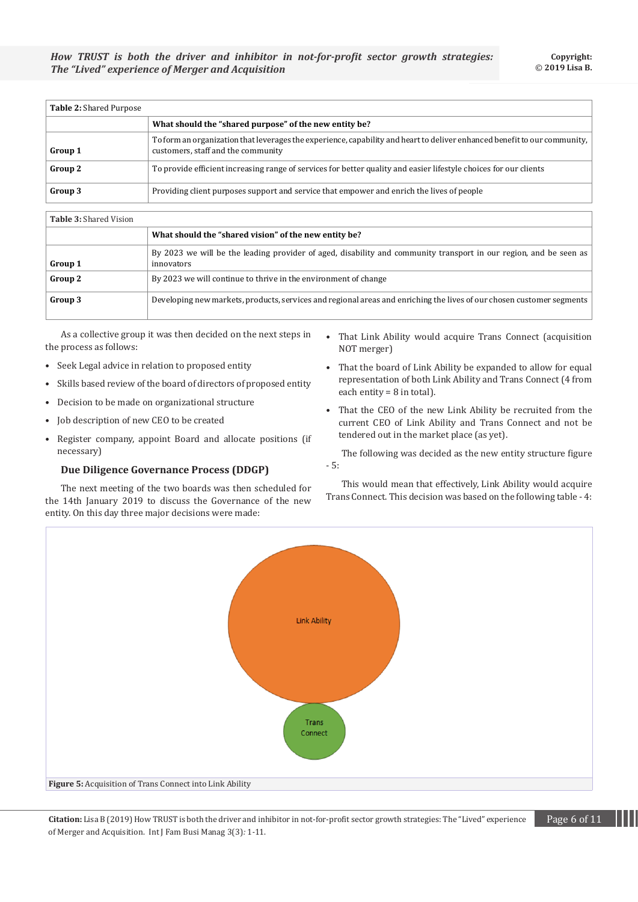**Table 2:** Shared Purpose

| | What should the "shared purpose" of the new entity be? |
|---|---|
| **Group 1** | To form an organization that leverages the experience, capability and heart to deliver enhanced benefit to our community, customers, staff and the community |
| **Group 2** | To provide efficient increasing range of services for better quality and easier lifestyle choices for our clients |
| **Group 3** | Providing client purposes support and service that empower and enrich the lives of people |

**Table 3:** Shared Vision

| | What should the "shared vision" of the new entity be? |
|---|---|
| **Group 1** | By 2023 we will be the leading provider of aged, disability and community transport in our region, and be seen as innovators |
| **Group 2** | By 2023 we will continue to thrive in the environment of change |
| **Group 3** | Developing new markets, products, services and regional areas and enriching the lives of our chosen customer segments |

As a collective group it was then decided on the next steps in the process as follows:

- Seek Legal advice in relation to proposed entity
- Skills based review of the board of directors of proposed entity
- Decision to be made on organizational structure
- Job description of new CEO to be created
- Register company, appoint Board and allocate positions (if necessary)

### Due Diligence Governance Process (DDGP)

The next meeting of the two boards was then scheduled for the 14th January 2019 to discuss the Governance of the new entity. On this day three major decisions were made:

- That Link Ability would acquire Trans Connect (acquisition NOT merger)
- That the board of Link Ability be expanded to allow for equal representation of both Link Ability and Trans Connect (4 from each entity = 8 in total).
- That the CEO of the new Link Ability be recruited from the current CEO of Link Ability and Trans Connect and not be tendered out in the market place (as yet).

The following was decided as the new entity structure figure - 5:

This would mean that effectively, Link Ability would acquire Trans Connect. This decision was based on the following table - 4:

**Figure 5:** Acquisition of Trans Connect into Link Ability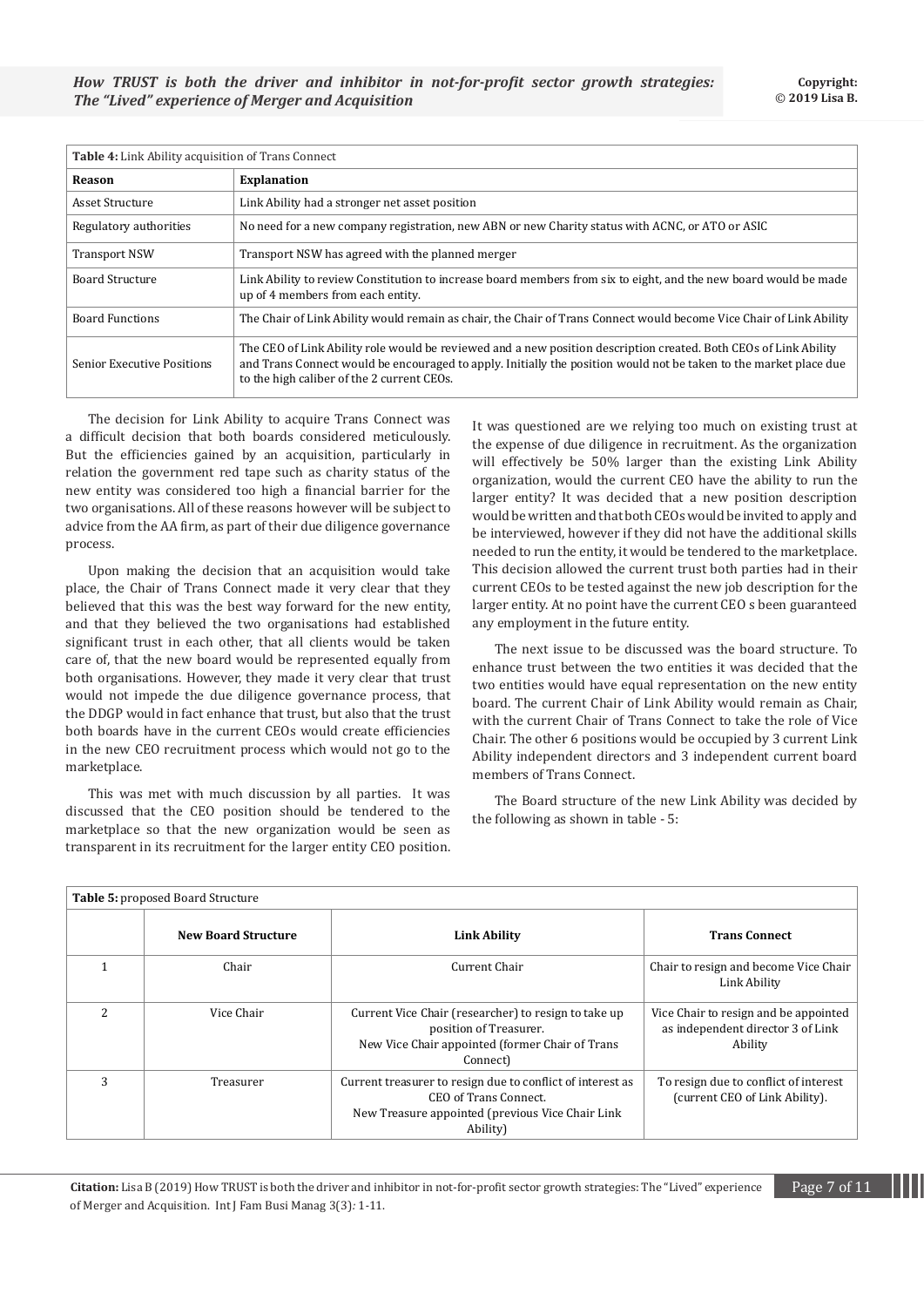**Table 4:** Link Ability acquisition of Trans Connect

| Reason | Explanation |
|---|---|
| Asset Structure | Link Ability had a stronger net asset position |
| Regulatory authorities | No need for a new company registration, new ABN or new Charity status with ACNC, or ATO or ASIC |
| Transport NSW | Transport NSW has agreed with the planned merger |
| Board Structure | Link Ability to review Constitution to increase board members from six to eight, and the new board would be made up of 4 members from each entity. |
| Board Functions | The Chair of Link Ability would remain as chair, the Chair of Trans Connect would become Vice Chair of Link Ability |
| Senior Executive Positions | The CEO of Link Ability role would be reviewed and a new position description created. Both CEOs of Link Ability and Trans Connect would be encouraged to apply. Initially the position would not be taken to the market place due to the high caliber of the 2 current CEOs. |

The decision for Link Ability to acquire Trans Connect was a difficult decision that both boards considered meticulously. But the efficiencies gained by an acquisition, particularly in relation the government red tape such as charity status of the new entity was considered too high a financial barrier for the two organisations. All of these reasons however will be subject to advice from the AA firm, as part of their due diligence governance process.

Upon making the decision that an acquisition would take place, the Chair of Trans Connect made it very clear that they believed that this was the best way forward for the new entity, and that they believed the two organisations had established significant trust in each other, that all clients would be taken care of, that the new board would be represented equally from both organisations. However, they made it very clear that trust would not impede the due diligence governance process, that the DDGP would in fact enhance that trust, but also that the trust both boards have in the current CEOs would create efficiencies in the new CEO recruitment process which would not go to the marketplace.

This was met with much discussion by all parties. It was discussed that the CEO position should be tendered to the marketplace so that the new organization would be seen as transparent in its recruitment for the larger entity CEO position. It was questioned are we relying too much on existing trust at the expense of due diligence in recruitment. As the organization will effectively be 50% larger than the existing Link Ability organization, would the current CEO have the ability to run the larger entity? It was decided that a new position description would be written and that both CEOs would be invited to apply and be interviewed, however if they did not have the additional skills needed to run the entity, it would be tendered to the marketplace. This decision allowed the current trust both parties had in their current CEOs to be tested against the new job description for the larger entity. At no point have the current CEO s been guaranteed any employment in the future entity.

The next issue to be discussed was the board structure. To enhance trust between the two entities it was decided that the two entities would have equal representation on the new entity board. The current Chair of Link Ability would remain as Chair, with the current Chair of Trans Connect to take the role of Vice Chair. The other 6 positions would be occupied by 3 current Link Ability independent directors and 3 independent current board members of Trans Connect.

The Board structure of the new Link Ability was decided by the following as shown in table - 5:

**Table 5:** proposed Board Structure

| | New Board Structure | Link Ability | Trans Connect |
|---|---|---|---|
| 1 | Chair | Current Chair | Chair to resign and become Vice Chair Link Ability |
| 2 | Vice Chair | Current Vice Chair (researcher) to resign to take up position of Treasurer. New Vice Chair appointed (former Chair of Trans Connect) | Vice Chair to resign and be appointed as independent director 3 of Link Ability |
| 3 | Treasurer | Current treasurer to resign due to conflict of interest as CEO of Trans Connect. New Treasure appointed (previous Vice Chair Link Ability) | To resign due to conflict of interest (current CEO of Link Ability). |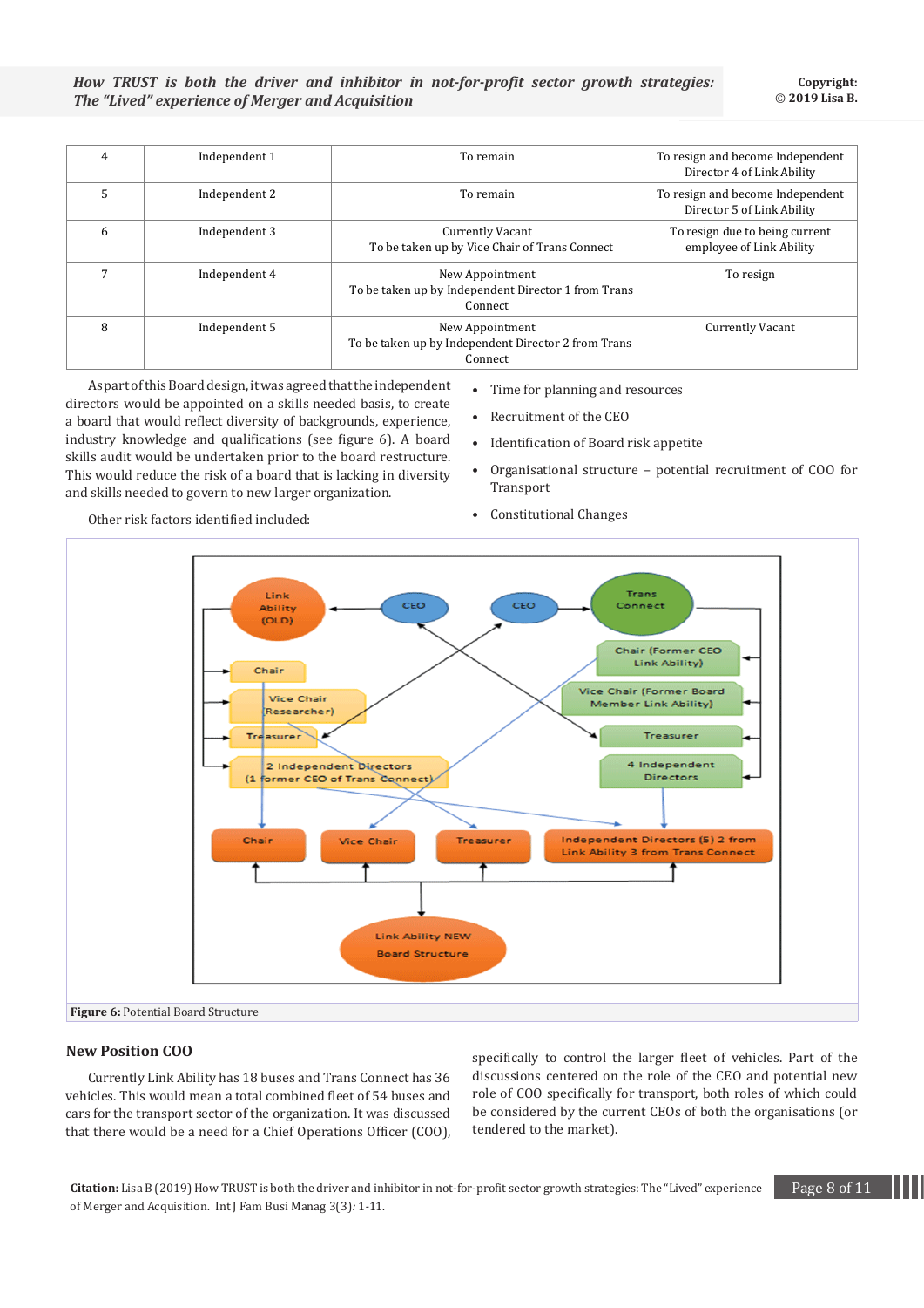| 4 | Independent 1 | To remain | To resign and become Independent Director 4 of Link Ability |
|---|---|---|---|
| 5 | Independent 2 | To remain | To resign and become Independent Director 5 of Link Ability |
| 6 | Independent 3 | Currently Vacant<br>To be taken up by Vice Chair of Trans Connect | To resign due to being current employee of Link Ability |
| 7 | Independent 4 | New Appointment<br>To be taken up by Independent Director 1 from Trans Connect | To resign |
| 8 | Independent 5 | New Appointment<br>To be taken up by Independent Director 2 from Trans Connect | Currently Vacant |

As part of this Board design, it was agreed that the independent directors would be appointed on a skills needed basis, to create a board that would reflect diversity of backgrounds, experience, industry knowledge and qualifications (see figure 6). A board skills audit would be undertaken prior to the board restructure. This would reduce the risk of a board that is lacking in diversity and skills needed to govern to new larger organization.

Other risk factors identified included:

- Time for planning and resources
- Recruitment of the CEO
- Identification of Board risk appetite
- Organisational structure – potential recruitment of COO for Transport
- Constitutional Changes

**Figure 6:** Potential Board Structure

## New Position COO

Currently Link Ability has 18 buses and Trans Connect has 36 vehicles. This would mean a total combined fleet of 54 buses and cars for the transport sector of the organization. It was discussed that there would be a need for a Chief Operations Officer (COO), specifically to control the larger fleet of vehicles. Part of the discussions centered on the role of the CEO and potential new role of COO specifically for transport, both roles of which could be considered by the current CEOs of both the organisations (or tendered to the market).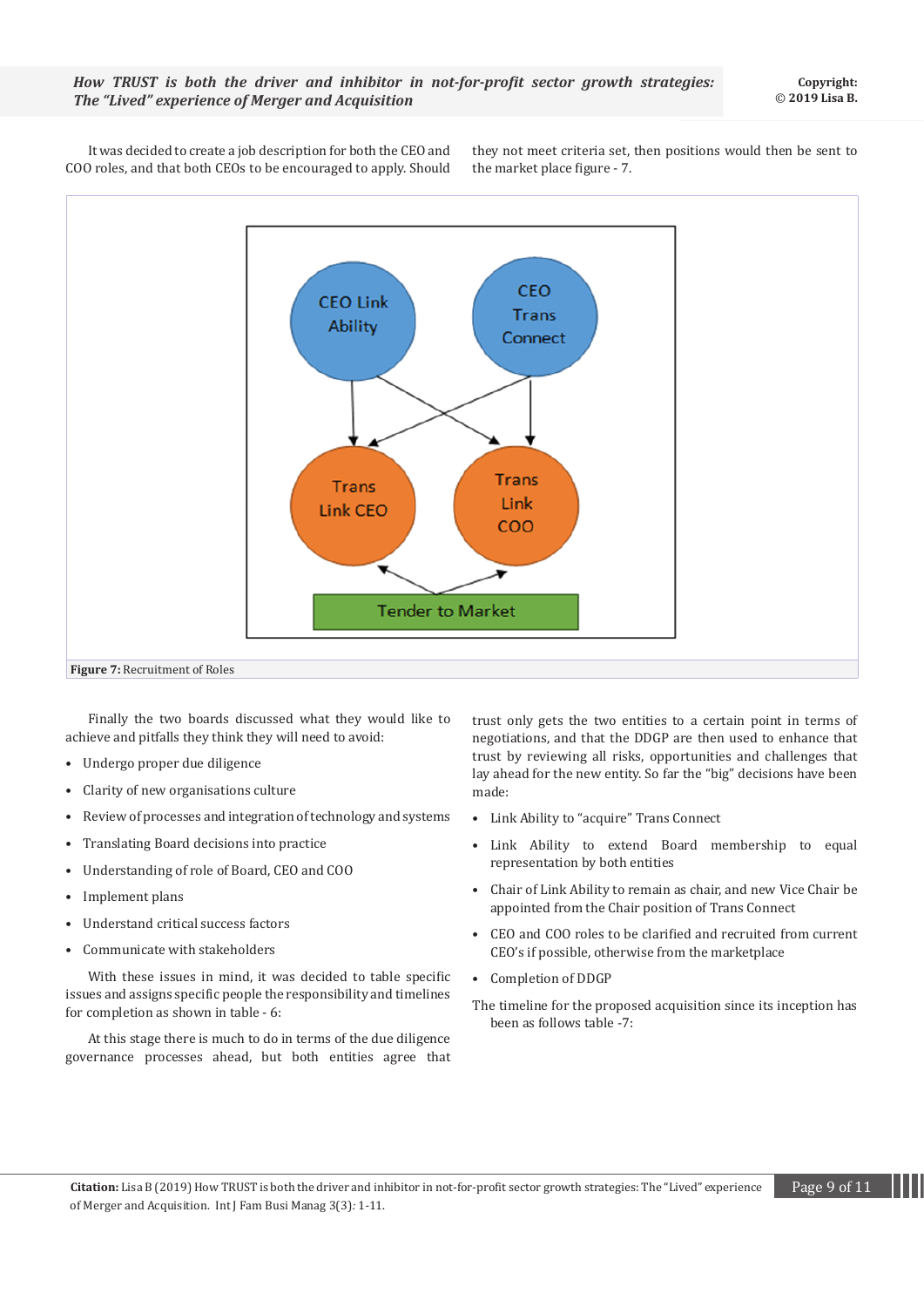It was decided to create a job description for both the CEO and COO roles, and that both CEOs to be encouraged to apply. Should they not meet criteria set, then positions would then be sent to the market place figure - 7.

**Figure 7:** Recruitment of Roles

Finally the two boards discussed what they would like to achieve and pitfalls they think they will need to avoid:

- Undergo proper due diligence
- Clarity of new organisations culture
- Review of processes and integration of technology and systems
- Translating Board decisions into practice
- Understanding of role of Board, CEO and COO
- Implement plans
- Understand critical success factors
- Communicate with stakeholders

With these issues in mind, it was decided to table specific issues and assigns specific people the responsibility and timelines for completion as shown in table - 6:

At this stage there is much to do in terms of the due diligence governance processes ahead, but both entities agree that trust only gets the two entities to a certain point in terms of negotiations, and that the DDGP are then used to enhance that trust by reviewing all risks, opportunities and challenges that lay ahead for the new entity. So far the "big" decisions have been made:

- Link Ability to "acquire" Trans Connect
- Link Ability to extend Board membership to equal representation by both entities
- Chair of Link Ability to remain as chair, and new Vice Chair be appointed from the Chair position of Trans Connect
- CEO and COO roles to be clarified and recruited from current CEO's if possible, otherwise from the marketplace
- Completion of DDGP

The timeline for the proposed acquisition since its inception has been as follows table -7: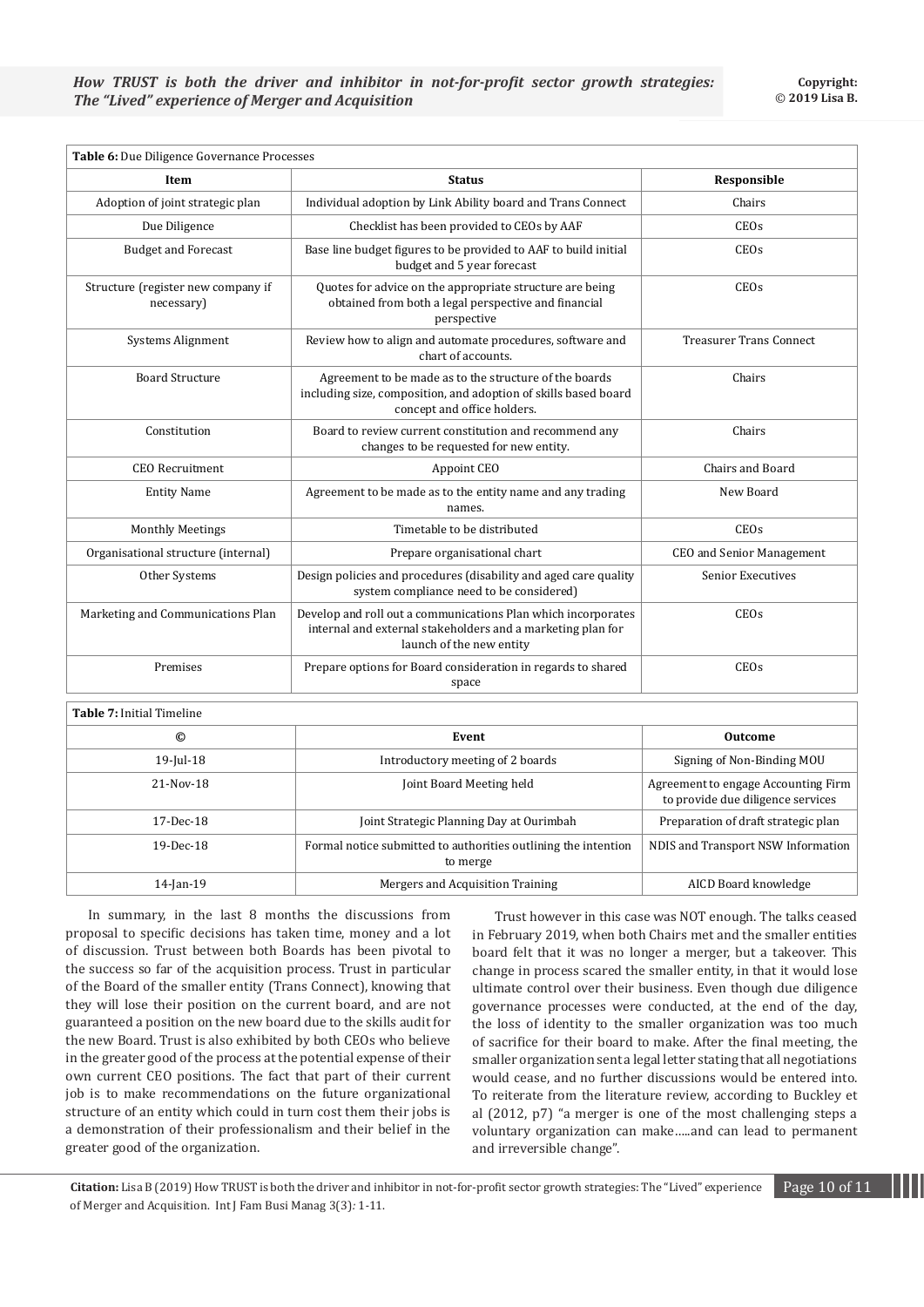**Table 6:** Due Diligence Governance Processes

| Item | Status | Responsible |
|---|---|---|
| Adoption of joint strategic plan | Individual adoption by Link Ability board and Trans Connect | Chairs |
| Due Diligence | Checklist has been provided to CEOs by AAF | CEOs |
| Budget and Forecast | Base line budget figures to be provided to AAF to build initial budget and 5 year forecast | CEOs |
| Structure (register new company if necessary) | Quotes for advice on the appropriate structure are being obtained from both a legal perspective and financial perspective | CEOs |
| Systems Alignment | Review how to align and automate procedures, software and chart of accounts. | Treasurer Trans Connect |
| Board Structure | Agreement to be made as to the structure of the boards including size, composition, and adoption of skills based board concept and office holders. | Chairs |
| Constitution | Board to review current constitution and recommend any changes to be requested for new entity. | Chairs |
| CEO Recruitment | Appoint CEO | Chairs and Board |
| Entity Name | Agreement to be made as to the entity name and any trading names. | New Board |
| Monthly Meetings | Timetable to be distributed | CEOs |
| Organisational structure (internal) | Prepare organisational chart | CEO and Senior Management |
| Other Systems | Design policies and procedures (disability and aged care quality system compliance need to be considered) | Senior Executives |
| Marketing and Communications Plan | Develop and roll out a communications Plan which incorporates internal and external stakeholders and a marketing plan for launch of the new entity | CEOs |
| Premises | Prepare options for Board consideration in regards to shared space | CEOs |

**Table 7:** Initial Timeline

| © | Event | Outcome |
|---|---|---|
| 19-Jul-18 | Introductory meeting of 2 boards | Signing of Non-Binding MOU |
| 21-Nov-18 | Joint Board Meeting held | Agreement to engage Accounting Firm to provide due diligence services |
| 17-Dec-18 | Joint Strategic Planning Day at Ourimbah | Preparation of draft strategic plan |
| 19-Dec-18 | Formal notice submitted to authorities outlining the intention to merge | NDIS and Transport NSW Information |
| 14-Jan-19 | Mergers and Acquisition Training | AICD Board knowledge |

In summary, in the last 8 months the discussions from proposal to specific decisions has taken time, money and a lot of discussion. Trust between both Boards has been pivotal to the success so far of the acquisition process. Trust in particular of the Board of the smaller entity (Trans Connect), knowing that they will lose their position on the current board, and are not guaranteed a position on the new board due to the skills audit for the new Board. Trust is also exhibited by both CEOs who believe in the greater good of the process at the potential expense of their own current CEO positions. The fact that part of their current job is to make recommendations on the future organizational structure of an entity which could in turn cost them their jobs is a demonstration of their professionalism and their belief in the greater good of the organization.

Trust however in this case was NOT enough. The talks ceased in February 2019, when both Chairs met and the smaller entities board felt that it was no longer a merger, but a takeover. This change in process scared the smaller entity, in that it would lose ultimate control over their business. Even though due diligence governance processes were conducted, at the end of the day, the loss of identity to the smaller organization was too much of sacrifice for their board to make. After the final meeting, the smaller organization sent a legal letter stating that all negotiations would cease, and no further discussions would be entered into. To reiterate from the literature review, according to Buckley et al (2012, p7) "a merger is one of the most challenging steps a voluntary organization can make.....and can lead to permanent and irreversible change".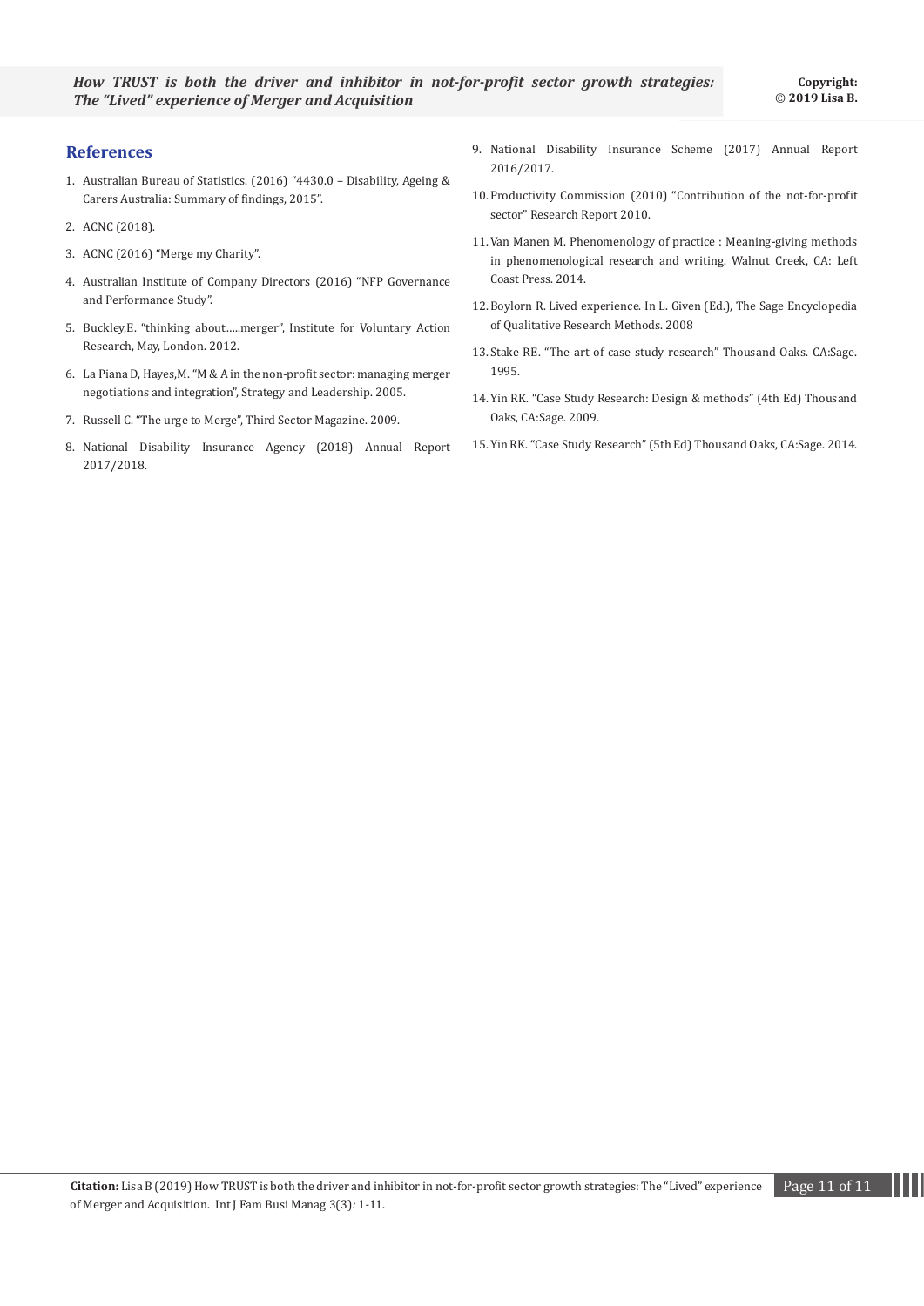## References

1. Australian Bureau of Statistics. (2016) "4430.0 – Disability, Ageing & Carers Australia: Summary of findings, 2015".
2. ACNC (2018).
3. ACNC (2016) "Merge my Charity".
4. Australian Institute of Company Directors (2016) "NFP Governance and Performance Study".
5. Buckley,E. "thinking about.....merger", Institute for Voluntary Action Research, May, London. 2012.
6. La Piana D, Hayes,M. "M & A in the non-profit sector: managing merger negotiations and integration", Strategy and Leadership. 2005.
7. Russell C. "The urge to Merge", Third Sector Magazine. 2009.
8. National Disability Insurance Agency (2018) Annual Report 2017/2018.
9. National Disability Insurance Scheme (2017) Annual Report 2016/2017.
10. Productivity Commission (2010) "Contribution of the not-for-profit sector" Research Report 2010.
11. Van Manen M. Phenomenology of practice : Meaning-giving methods in phenomenological research and writing. Walnut Creek, CA: Left Coast Press. 2014.
12. Boylorn R. Lived experience. In L. Given (Ed.), The Sage Encyclopedia of Qualitative Research Methods. 2008
13. Stake RE. "The art of case study research" Thousand Oaks. CA:Sage. 1995.
14. Yin RK. "Case Study Research: Design & methods" (4th Ed) Thousand Oaks, CA:Sage. 2009.
15. Yin RK. "Case Study Research" (5th Ed) Thousand Oaks, CA:Sage. 2014.

**Citation:** Lisa B (2019) How TRUST is both the driver and inhibitor in not-for-profit sector growth strategies: The "Lived" experience of Merger and Acquisition. Int J Fam Busi Manag 3(3): 1-11.